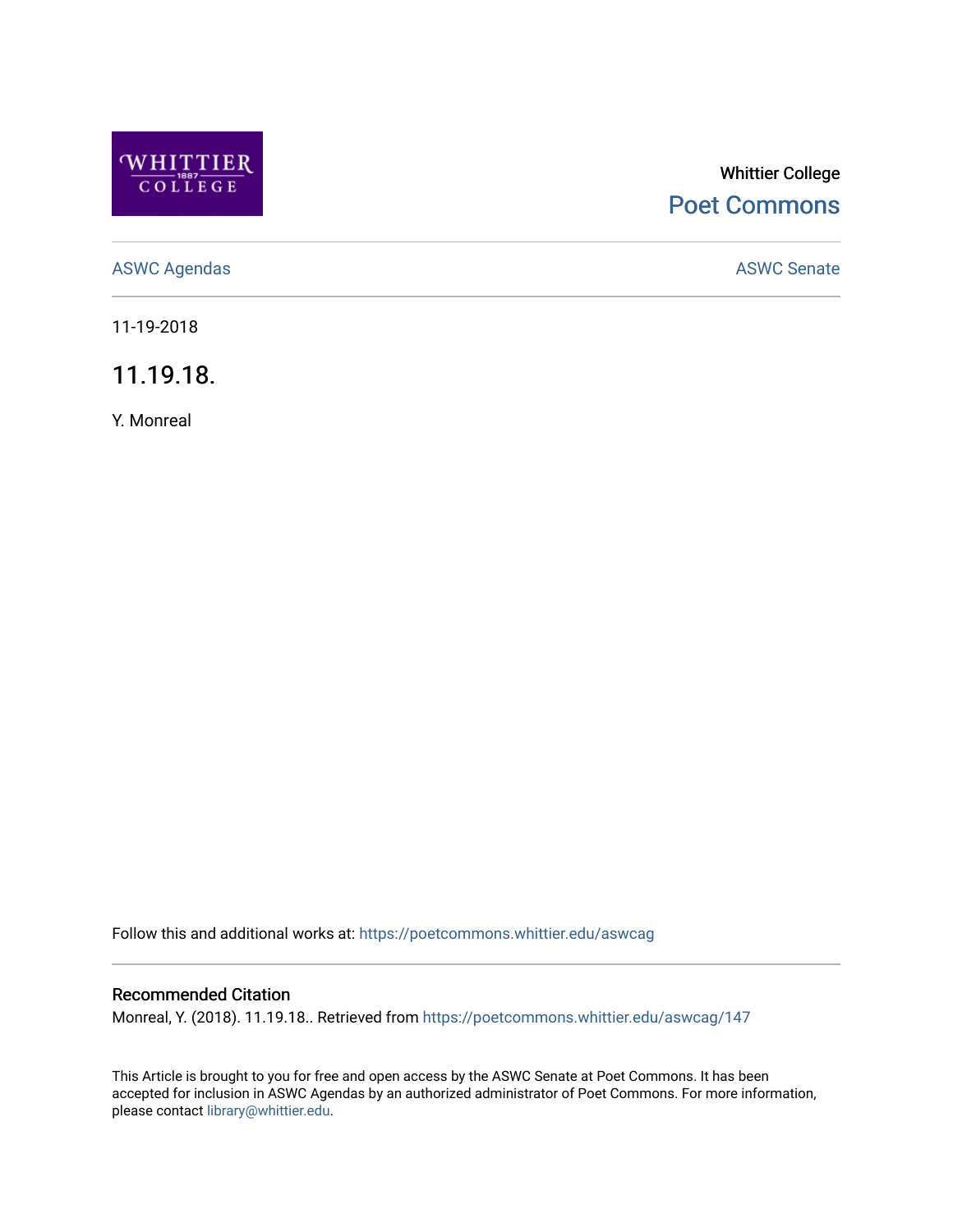Whittier College

Poet Commons

ASWC Agendas

ASWC Senate

11-19-2018

# 11.19.18.

Y. Monreal

Follow this and additional works at: https://poetcommons.whittier.edu/aswcag

## Recommended Citation

Monreal, Y. (2018). 11.19.18.. Retrieved from https://poetcommons.whittier.edu/aswcag/147

This Article is brought to you for free and open access by the ASWC Senate at Poet Commons. It has been accepted for inclusion in ASWC Agendas by an authorized administrator of Poet Commons. For more information, please contact library@whittier.edu.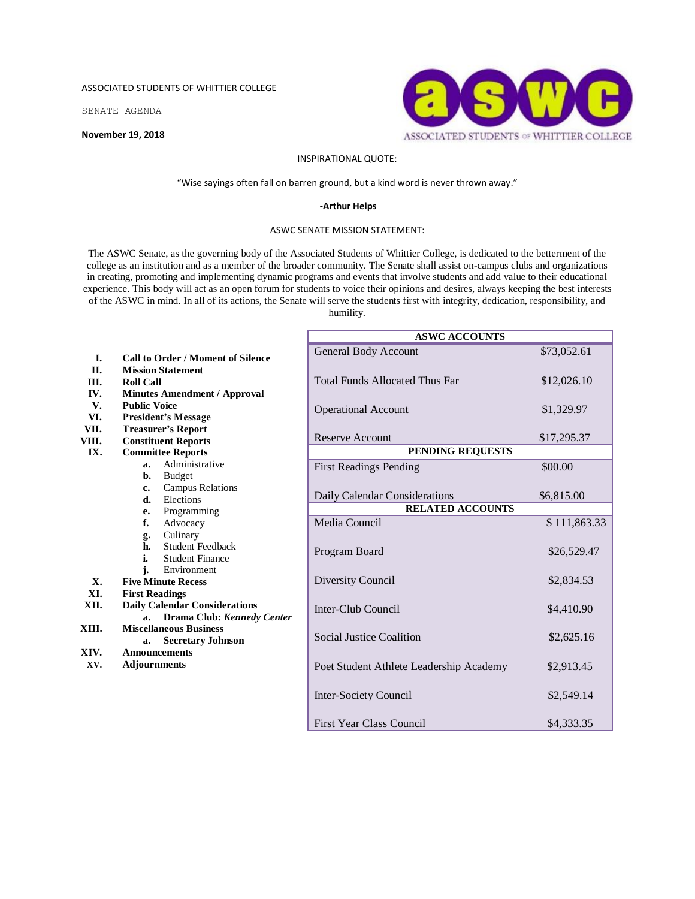ASSOCIATED STUDENTS OF WHITTIER COLLEGE

SENATE AGENDA

**November 19, 2018**

INSPIRATIONAL QUOTE:

"Wise sayings often fall on barren ground, but a kind word is never thrown away."

**-Arthur Helps**

ASWC SENATE MISSION STATEMENT:

The ASWC Senate, as the governing body of the Associated Students of Whittier College, is dedicated to the betterment of the college as an institution and as a member of the broader community. The Senate shall assist on-campus clubs and organizations in creating, promoting and implementing dynamic programs and events that involve students and add value to their educational experience. This body will act as an open forum for students to voice their opinions and desires, always keeping the best interests of the ASWC in mind. In all of its actions, the Senate will serve the students first with integrity, dedication, responsibility, and humility.

- **I. Call to Order / Moment of Silence**
- **II. Mission Statement**
- **III. Roll Call**
- **IV. Minutes Amendment / Approval**
- **V. Public Voice**
- **VI. President's Message**
- **VII. Treasurer's Report**
- **VIII. Constituent Reports**
- **IX. Committee Reports**
  - **a.** Administrative
  - **b.** Budget
  - **c.** Campus Relations
  - **d.** Elections
  - **e.** Programming
  - **f.** Advocacy
  - **g.** Culinary
  - **h.** Student Feedback
  - **i.** Student Finance
  - **j.** Environment
- **X. Five Minute Recess**
- **XI. First Readings**
- **XII. Daily Calendar Considerations**
  - **a. Drama Club: *Kennedy Center***
- **XIII. Miscellaneous Business**
  - **a. Secretary Johnson**
- **XIV. Announcements**
- **XV. Adjournments**

| **ASWC ACCOUNTS** | |
|---|---|
| General Body Account | $73,052.61 |
| Total Funds Allocated Thus Far | $12,026.10 |
| Operational Account | $1,329.97 |
| Reserve Account | $17,295.37 |
| **PENDING REQUESTS** | |
| First Readings Pending | $00.00 |
| Daily Calendar Considerations | $6,815.00 |
| **RELATED ACCOUNTS** | |
| Media Council | $ 111,863.33 |
| Program Board | $26,529.47 |
| Diversity Council | $2,834.53 |
| Inter-Club Council | $4,410.90 |
| Social Justice Coalition | $2,625.16 |
| Poet Student Athlete Leadership Academy | $2,913.45 |
| Inter-Society Council | $2,549.14 |
| First Year Class Council | $4,333.35 |